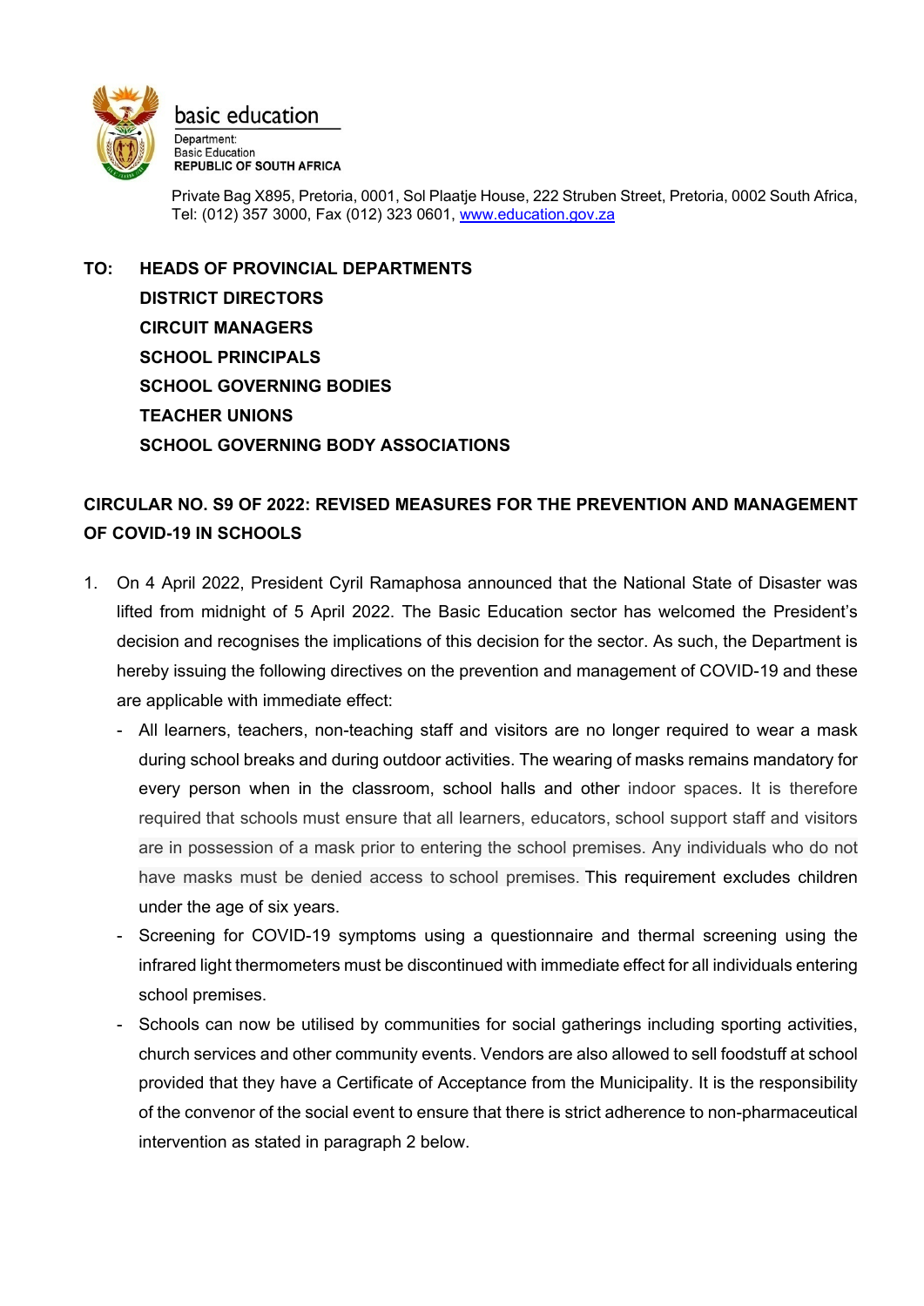basic education

Department:
Basic Education
**REPUBLIC OF SOUTH AFRICA**

Private Bag X895, Pretoria, 0001, Sol Plaatje House, 222 Struben Street, Pretoria, 0002 South Africa, Tel: (012) 357 3000, Fax (012) 323 0601, www.education.gov.za

**TO: HEADS OF PROVINCIAL DEPARTMENTS**
**DISTRICT DIRECTORS**
**CIRCUIT MANAGERS**
**SCHOOL PRINCIPALS**
**SCHOOL GOVERNING BODIES**
**TEACHER UNIONS**
**SCHOOL GOVERNING BODY ASSOCIATIONS**

**CIRCULAR NO. S9 OF 2022: REVISED MEASURES FOR THE PREVENTION AND MANAGEMENT OF COVID-19 IN SCHOOLS**

1. On 4 April 2022, President Cyril Ramaphosa announced that the National State of Disaster was lifted from midnight of 5 April 2022. The Basic Education sector has welcomed the President's decision and recognises the implications of this decision for the sector. As such, the Department is hereby issuing the following directives on the prevention and management of COVID-19 and these are applicable with immediate effect:
   - All learners, teachers, non-teaching staff and visitors are no longer required to wear a mask during school breaks and during outdoor activities. The wearing of masks remains mandatory for every person when in the classroom, school halls and other indoor spaces. It is therefore required that schools must ensure that all learners, educators, school support staff and visitors are in possession of a mask prior to entering the school premises. Any individuals who do not have masks must be denied access to school premises. This requirement excludes children under the age of six years.
   - Screening for COVID-19 symptoms using a questionnaire and thermal screening using the infrared light thermometers must be discontinued with immediate effect for all individuals entering school premises.
   - Schools can now be utilised by communities for social gatherings including sporting activities, church services and other community events. Vendors are also allowed to sell foodstuff at school provided that they have a Certificate of Acceptance from the Municipality. It is the responsibility of the convenor of the social event to ensure that there is strict adherence to non-pharmaceutical intervention as stated in paragraph 2 below.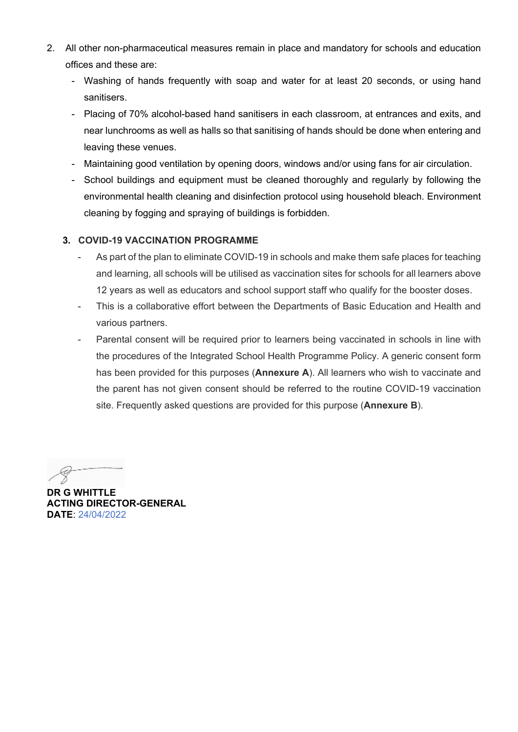2. All other non-pharmaceutical measures remain in place and mandatory for schools and education offices and these are:
   - Washing of hands frequently with soap and water for at least 20 seconds, or using hand sanitisers.
   - Placing of 70% alcohol-based hand sanitisers in each classroom, at entrances and exits, and near lunchrooms as well as halls so that sanitising of hands should be done when entering and leaving these venues.
   - Maintaining good ventilation by opening doors, windows and/or using fans for air circulation.
   - School buildings and equipment must be cleaned thoroughly and regularly by following the environmental health cleaning and disinfection protocol using household bleach. Environment cleaning by fogging and spraying of buildings is forbidden.

**3. COVID-19 VACCINATION PROGRAMME**

- As part of the plan to eliminate COVID-19 in schools and make them safe places for teaching and learning, all schools will be utilised as vaccination sites for schools for all learners above 12 years as well as educators and school support staff who qualify for the booster doses.
- This is a collaborative effort between the Departments of Basic Education and Health and various partners.
- Parental consent will be required prior to learners being vaccinated in schools in line with the procedures of the Integrated School Health Programme Policy. A generic consent form has been provided for this purposes (**Annexure A**). All learners who wish to vaccinate and the parent has not given consent should be referred to the routine COVID-19 vaccination site. Frequently asked questions are provided for this purpose (**Annexure B**).

**DR G WHITTLE**
**ACTING DIRECTOR-GENERAL**
**DATE**: 24/04/2022